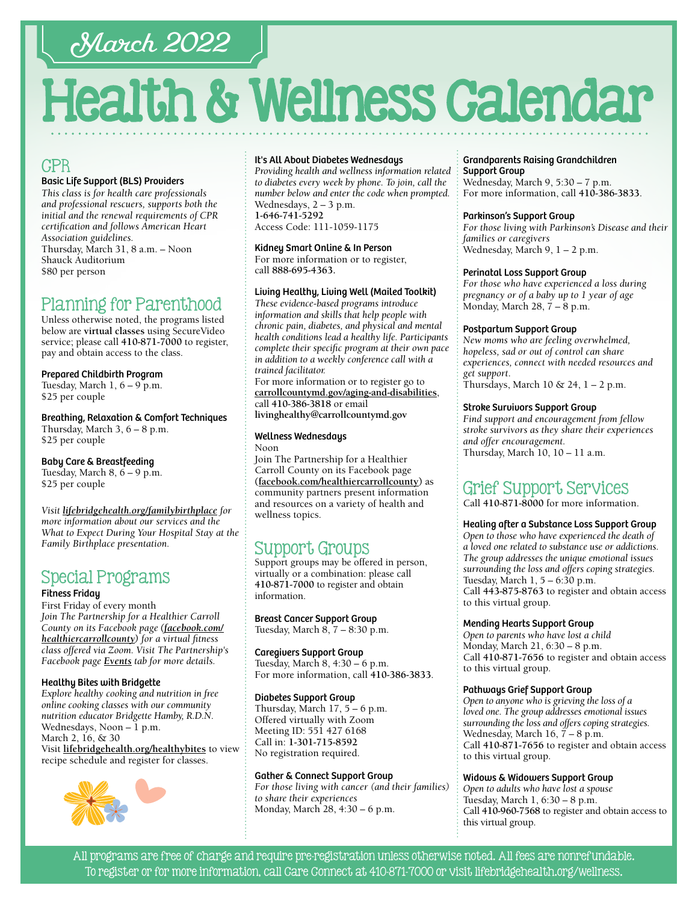## March 2022

# Health & Wellness Calendar

## CPR

### Basic Life Support (BLS) Providers

*This class is for health care professionals and professional rescuers, supports both the initial and the renewal requirements of CPR certification and follows American Heart Association guidelines.*
Thursday, March 31, 8 a.m. – Noon
Shauck Auditorium
$80 per person

## Planning for Parenthood

Unless otherwise noted, the programs listed below are **virtual classes** using SecureVideo service; please call **410-871-7000** to register, pay and obtain access to the class.

### Prepared Childbirth Program

Tuesday, March 1, 6 – 9 p.m.
$25 per couple

### Breathing, Relaxation & Comfort Techniques

Thursday, March 3, 6 – 8 p.m.
$25 per couple

### Baby Care & Breastfeeding

Tuesday, March 8, 6 – 9 p.m.
$25 per couple

*Visit **lifebridgehealth.org/familybirthplace** for more information about our services and the What to Expect During Your Hospital Stay at the Family Birthplace presentation.*

## Special Programs

### Fitness Friday

First Friday of every month
*Join The Partnership for a Healthier Carroll County on its Facebook page (**facebook.com/healthiercarrollcounty**) for a virtual fitness class offered via Zoom. Visit The Partnership's Facebook page **Events** tab for more details.*

### Healthy Bites with Bridgette

*Explore healthy cooking and nutrition in free online cooking classes with our community nutrition educator Bridgette Hamby, R.D.N.*
Wednesdays, Noon – 1 p.m.
March 2, 16, & 30
Visit **lifebridgehealth.org/healthybites** to view recipe schedule and register for classes.

### It's All About Diabetes Wednesdays

*Providing health and wellness information related to diabetes every week by phone. To join, call the number below and enter the code when prompted.*
Wednesdays, 2 – 3 p.m.
**1-646-741-5292**
Access Code: 111-1059-1175

### Kidney Smart Online & In Person

For more information or to register, call **888-695-4363.**

### Living Healthy, Living Well (Mailed Toolkit)

*These evidence-based programs introduce information and skills that help people with chronic pain, diabetes, and physical and mental health conditions lead a healthy life. Participants complete their specific program at their own pace in addition to a weekly conference call with a trained facilitator.*
For more information or to register go to **carrollcountymd.gov/aging-and-disabilities**, call **410-386-3818** or email **livinghealthy@carrollcountymd.gov**

### Wellness Wednesdays

Noon
Join The Partnership for a Healthier Carroll County on its Facebook page (**facebook.com/healthiercarrollcounty**) as community partners present information and resources on a variety of health and wellness topics.

## Support Groups

Support groups may be offered in person, virtually or a combination: please call **410-871-7000** to register and obtain information.

### Breast Cancer Support Group

Tuesday, March 8, 7 – 8:30 p.m.

### Caregivers Support Group

Tuesday, March 8, 4:30 – 6 p.m.
For more information, call **410-386-3833**.

### Diabetes Support Group

Thursday, March 17, 5 – 6 p.m.
Offered virtually with Zoom
Meeting ID: 551 427 6168
Call in: **1-301-715-8592**
No registration required.

### Gather & Connect Support Group

*For those living with cancer (and their families) to share their experiences*
Monday, March 28, 4:30 – 6 p.m.

### Grandparents Raising Grandchildren Support Group

Wednesday, March 9, 5:30 – 7 p.m.
For more information, call **410-386-3833**.

### Parkinson's Support Group

*For those living with Parkinson's Disease and their families or caregivers*
Wednesday, March 9, 1 – 2 p.m.

### Perinatal Loss Support Group

*For those who have experienced a loss during pregnancy or of a baby up to 1 year of age*
Monday, March 28, 7 – 8 p.m.

### Postpartum Support Group

*New moms who are feeling overwhelmed, hopeless, sad or out of control can share experiences, connect with needed resources and get support.*
Thursdays, March 10 & 24, 1 – 2 p.m.

### Stroke Survivors Support Group

*Find support and encouragement from fellow stroke survivors as they share their experiences and offer encouragement.*
Thursday, March 10, 10 – 11 a.m.

## Grief Support Services

Call **410-871-8000** for more information.

### Healing after a Substance Loss Support Group

*Open to those who have experienced the death of a loved one related to substance use or addictions. The group addresses the unique emotional issues surrounding the loss and offers coping strategies.*
Tuesday, March 1, 5 – 6:30 p.m.
Call **443-875-8763** to register and obtain access to this virtual group.

### Mending Hearts Support Group

*Open to parents who have lost a child*
Monday, March 21, 6:30 – 8 p.m.
Call **410-871-7656** to register and obtain access to this virtual group.

### Pathways Grief Support Group

*Open to anyone who is grieving the loss of a loved one. The group addresses emotional issues surrounding the loss and offers coping strategies.*
Wednesday, March 16, 7 – 8 p.m.
Call **410-871-7656** to register and obtain access to this virtual group.

### Widows & Widowers Support Group

*Open to adults who have lost a spouse*
Tuesday, March 1, 6:30 – 8 p.m.
Call **410-960-7568** to register and obtain access to this virtual group.

All programs are free of charge and require pre-registration unless otherwise noted. All fees are nonrefundable.
To register or for more information, call Care Connect at 410-871-7000 or visit lifebridgehealth.org/wellness.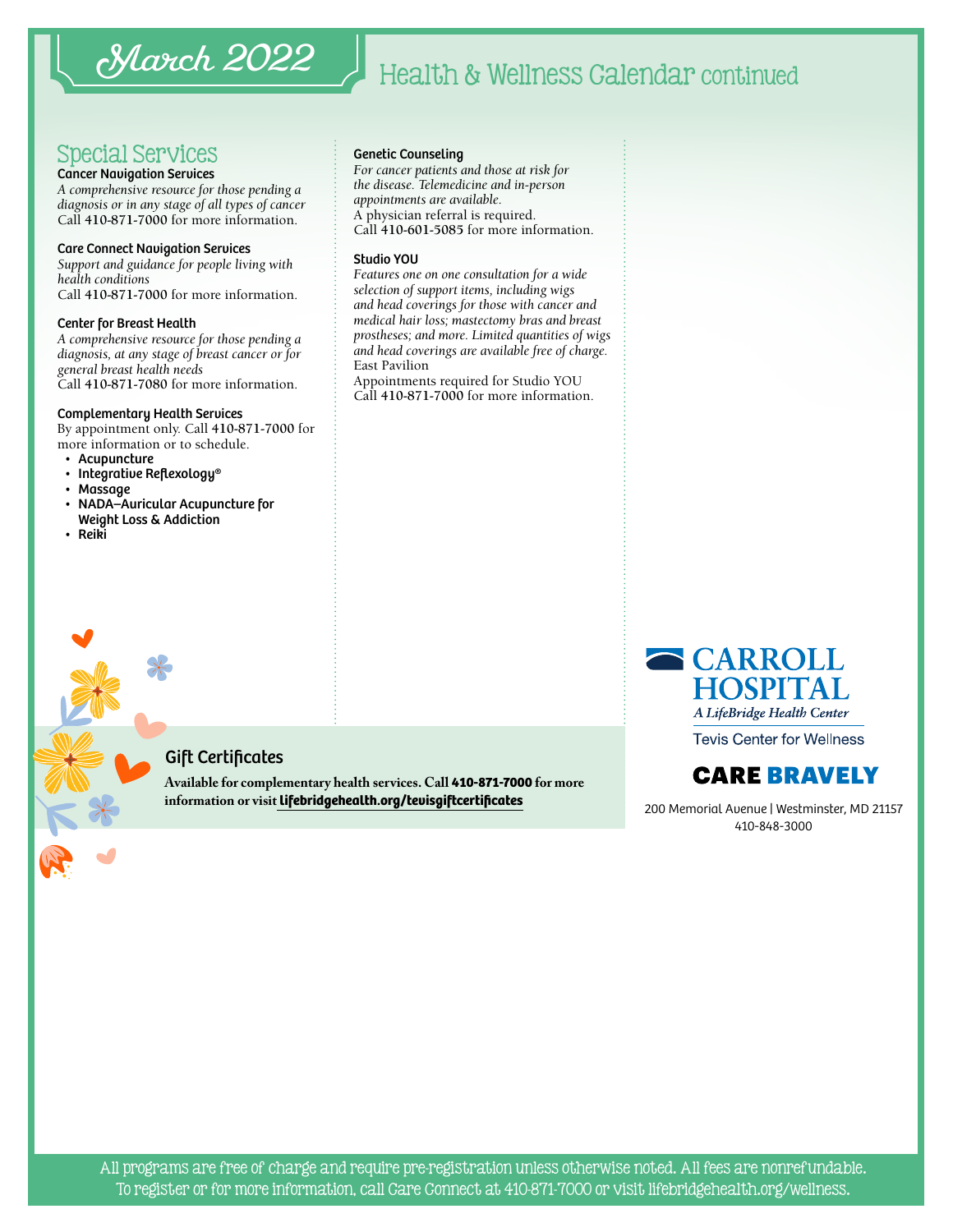# March 2022 Health & Wellness Calendar continued

## Special Services

### Cancer Navigation Services

*A comprehensive resource for those pending a diagnosis or in any stage of all types of cancer*
Call 410-871-7000 for more information.

### Care Connect Navigation Services

*Support and guidance for people living with health conditions*
Call 410-871-7000 for more information.

### Center for Breast Health

*A comprehensive resource for those pending a diagnosis, at any stage of breast cancer or for general breast health needs*
Call 410-871-7080 for more information.

### Complementary Health Services

By appointment only. Call 410-871-7000 for more information or to schedule.

- Acupuncture
- Integrative Reflexology®
- Massage
- NADA–Auricular Acupuncture for Weight Loss & Addiction
- Reiki

### Genetic Counseling

*For cancer patients and those at risk for the disease. Telemedicine and in-person appointments are available.*
A physician referral is required.
Call 410-601-5085 for more information.

### Studio YOU

*Features one on one consultation for a wide selection of support items, including wigs and head coverings for those with cancer and medical hair loss; mastectomy bras and breast prostheses; and more. Limited quantities of wigs and head coverings are available free of charge.*
East Pavilion
Appointments required for Studio YOU
Call 410-871-7000 for more information.

### Gift Certificates

**Available for complementary health services. Call 410-871-7000 for more information or visit lifebridgehealth.org/tevisgiftcertificates**

CARROLL HOSPITAL
*A LifeBridge Health Center*
Tevis Center for Wellness

CARE BRAVELY

200 Memorial Avenue | Westminster, MD 21157
410-848-3000

All programs are free of charge and require pre-registration unless otherwise noted. All fees are nonrefundable.
To register or for more information, call Care Connect at 410-871-7000 or visit lifebridgehealth.org/wellness.